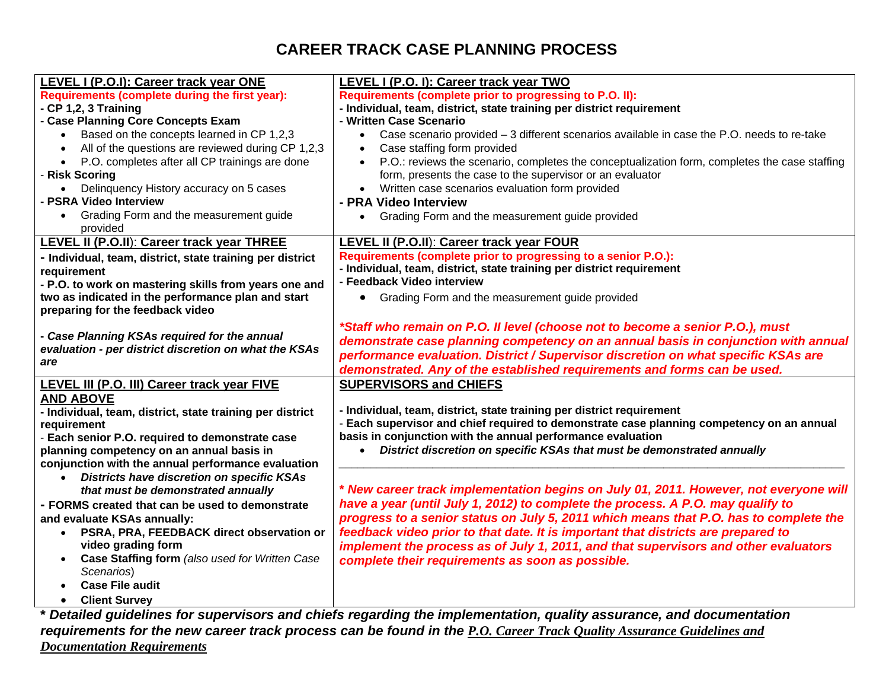# CAREER TRACK CASE PLANNING PROCESS

| **LEVEL I (P.O.I): Career track year ONE** | **LEVEL I (P.O. I): Career track year TWO** |
|---|---|
| **Requirements (complete during the first year):**<br>**- CP 1,2, 3 Training**<br>**- Case Planning Core Concepts Exam**<br>• Based on the concepts learned in CP 1,2,3<br>• All of the questions are reviewed during CP 1,2,3<br>• P.O. completes after all CP trainings are done<br>- **Risk Scoring**<br>• Delinquency History accuracy on 5 cases<br>**- PSRA Video Interview**<br>• Grading Form and the measurement guide provided | **Requirements (complete prior to progressing to P.O. II):**<br>**- Individual, team, district, state training per district requirement**<br>**- Written Case Scenario**<br>• Case scenario provided – 3 different scenarios available in case the P.O. needs to re-take<br>• Case staffing form provided<br>• P.O.: reviews the scenario, completes the conceptualization form, completes the case staffing form, presents the case to the supervisor or an evaluator<br>• Written case scenarios evaluation form provided<br>**- PRA Video Interview**<br>• Grading Form and the measurement guide provided |
| **LEVEL II (P.O.II): Career track year THREE**<br>**- Individual, team, district, state training per district requirement**<br>**- P.O. to work on mastering skills from years one and two as indicated in the performance plan and start preparing for the feedback video**<br><br>***- Case Planning KSAs required for the annual evaluation - per district discretion on what the KSAs are*** | **LEVEL II (P.O.II): Career track year FOUR**<br>**Requirements (complete prior to progressing to a senior P.O.):**<br>**- Individual, team, district, state training per district requirement**<br>**- Feedback Video interview**<br>• Grading Form and the measurement guide provided<br><br>***\*Staff who remain on P.O. II level (choose not to become a senior P.O.), must demonstrate case planning competency on an annual basis in conjunction with annual performance evaluation. District / Supervisor discretion on what specific KSAs are demonstrated. Any of the established requirements and forms can be used.*** |
| **LEVEL III (P.O. III) Career track year FIVE AND ABOVE**<br>**- Individual, team, district, state training per district requirement**<br>- **Each senior P.O. required to demonstrate case planning competency on an annual basis in conjunction with the annual performance evaluation**<br>• ***Districts have discretion on specific KSAs that must be demonstrated annually***<br>**- FORMS created that can be used to demonstrate and evaluate KSAs annually:**<br>• **PSRA, PRA, FEEDBACK direct observation or video grading form**<br>• **Case Staffing form** *(also used for Written Case Scenarios)*<br>• **Case File audit**<br>• **Client Survey** | **SUPERVISORS and CHIEFS**<br><br>**- Individual, team, district, state training per district requirement**<br>- **Each supervisor and chief required to demonstrate case planning competency on an annual basis in conjunction with the annual performance evaluation**<br>• ***District discretion on specific KSAs that must be demonstrated annually***<br><br>***\* New career track implementation begins on July 01, 2011. However, not everyone will have a year (until July 1, 2012) to complete the process. A P.O. may qualify to progress to a senior status on July 5, 2011 which means that P.O. has to complete the feedback video prior to that date. It is important that districts are prepared to implement the process as of July 1, 2011, and that supervisors and other evaluators complete their requirements as soon as possible.*** |

***\* Detailed guidelines for supervisors and chiefs regarding the implementation, quality assurance, and documentation requirements for the new career track process can be found in the P.O. Career Track Quality Assurance Guidelines and Documentation Requirements***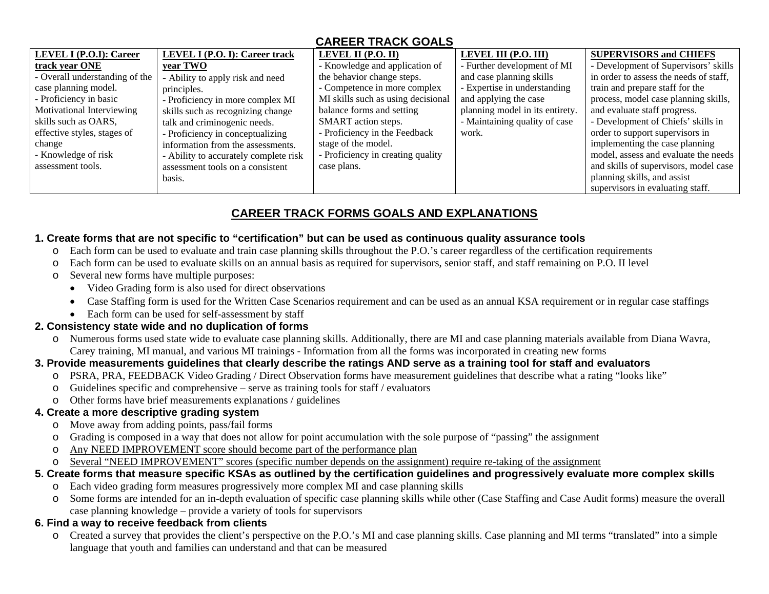## CAREER TRACK GOALS

| LEVEL I (P.O.I): Career track year ONE | LEVEL I (P.O. I): Career track year TWO | LEVEL II (P.O. II) | LEVEL III (P.O. III) | SUPERVISORS and CHIEFS |
|---|---|---|---|---|
| - Overall understanding of the case planning model.<br>- Proficiency in basic Motivational Interviewing skills such as OARS, effective styles, stages of change<br>- Knowledge of risk assessment tools. | - Ability to apply risk and need principles.<br>- Proficiency in more complex MI skills such as recognizing change talk and criminogenic needs.<br>- Proficiency in conceptualizing information from the assessments.<br>- Ability to accurately complete risk assessment tools on a consistent basis. | - Knowledge and application of the behavior change steps.<br>- Competence in more complex MI skills such as using decisional balance forms and setting SMART action steps.<br>- Proficiency in the Feedback stage of the model.<br>- Proficiency in creating quality case plans. | - Further development of MI and case planning skills<br>- Expertise in understanding and applying the case planning model in its entirety.<br>- Maintaining quality of case work. | - Development of Supervisors' skills in order to assess the needs of staff, train and prepare staff for the process, model case planning skills, and evaluate staff progress.<br>- Development of Chiefs' skills in order to support supervisors in implementing the case planning model, assess and evaluate the needs and skills of supervisors, model case planning skills, and assist supervisors in evaluating staff. |

## CAREER TRACK FORMS GOALS AND EXPLANATIONS

**1. Create forms that are not specific to "certification" but can be used as continuous quality assurance tools**

- Each form can be used to evaluate and train case planning skills throughout the P.O.'s career regardless of the certification requirements
- Each form can be used to evaluate skills on an annual basis as required for supervisors, senior staff, and staff remaining on P.O. II level
- Several new forms have multiple purposes:
  - Video Grading form is also used for direct observations
  - Case Staffing form is used for the Written Case Scenarios requirement and can be used as an annual KSA requirement or in regular case staffings
  - Each form can be used for self-assessment by staff

**2. Consistency state wide and no duplication of forms**

- Numerous forms used state wide to evaluate case planning skills. Additionally, there are MI and case planning materials available from Diana Wavra, Carey training, MI manual, and various MI trainings - Information from all the forms was incorporated in creating new forms

**3. Provide measurements guidelines that clearly describe the ratings AND serve as a training tool for staff and evaluators**

- PSRA, PRA, FEEDBACK Video Grading / Direct Observation forms have measurement guidelines that describe what a rating "looks like"
- Guidelines specific and comprehensive – serve as training tools for staff / evaluators
- Other forms have brief measurements explanations / guidelines

**4. Create a more descriptive grading system**

- Move away from adding points, pass/fail forms
- Grading is composed in a way that does not allow for point accumulation with the sole purpose of "passing" the assignment
- Any NEED IMPROVEMENT score should become part of the performance plan
- Several "NEED IMPROVEMENT" scores (specific number depends on the assignment) require re-taking of the assignment

**5. Create forms that measure specific KSAs as outlined by the certification guidelines and progressively evaluate more complex skills**

- Each video grading form measures progressively more complex MI and case planning skills
- Some forms are intended for an in-depth evaluation of specific case planning skills while other (Case Staffing and Case Audit forms) measure the overall case planning knowledge – provide a variety of tools for supervisors

**6. Find a way to receive feedback from clients**

- Created a survey that provides the client's perspective on the P.O.'s MI and case planning skills. Case planning and MI terms "translated" into a simple language that youth and families can understand and that can be measured